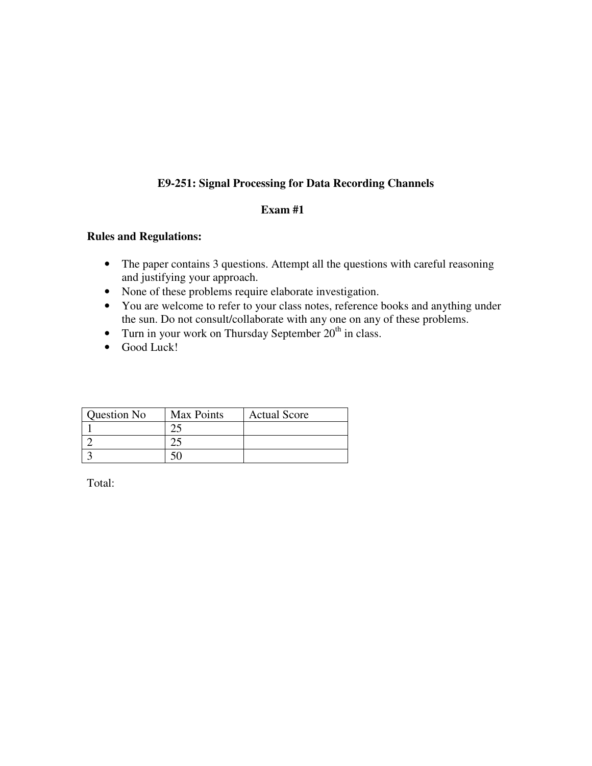# E9-251: Signal Processing for Data Recording Channels

## Exam #1

**Rules and Regulations:**

- The paper contains 3 questions. Attempt all the questions with careful reasoning and justifying your approach.
- None of these problems require elaborate investigation.
- You are welcome to refer to your class notes, reference books and anything under the sun. Do not consult/collaborate with any one on any of these problems.
- Turn in your work on Thursday September 20th in class.
- Good Luck!

| Question No | Max Points | Actual Score |
| --- | --- | --- |
| 1 | 25 | |
| 2 | 25 | |
| 3 | 50 | |

Total: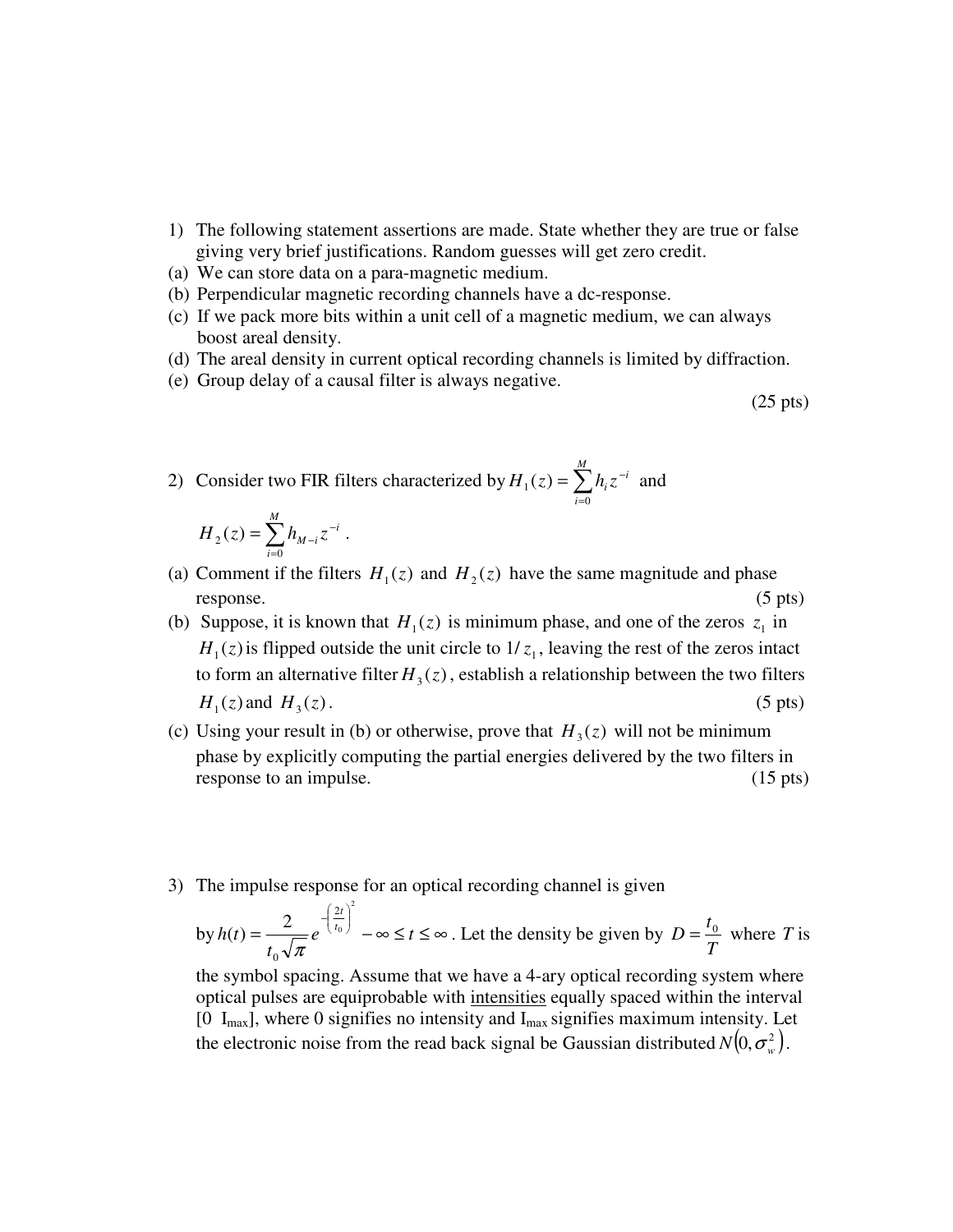1) The following statement assertions are made. State whether they are true or false giving very brief justifications. Random guesses will get zero credit.

(a) We can store data on a para-magnetic medium.

(b) Perpendicular magnetic recording channels have a dc-response.

(c) If we pack more bits within a unit cell of a magnetic medium, we can always boost areal density.

(d) The areal density in current optical recording channels is limited by diffraction.

(e) Group delay of a causal filter is always negative.

(25 pts)

2) Consider two FIR filters characterized by $H_1(z) = \sum_{i=0}^{M} h_i z^{-i}$ and $H_2(z) = \sum_{i=0}^{M} h_{M-i} z^{-i}$.

(a) Comment if the filters $H_1(z)$ and $H_2(z)$ have the same magnitude and phase response. (5 pts)

(b) Suppose, it is known that $H_1(z)$ is minimum phase, and one of the zeros $z_1$ in $H_1(z)$ is flipped outside the unit circle to $1/z_1$, leaving the rest of the zeros intact to form an alternative filter $H_3(z)$, establish a relationship between the two filters $H_1(z)$ and $H_3(z)$. (5 pts)

(c) Using your result in (b) or otherwise, prove that $H_3(z)$ will not be minimum phase by explicitly computing the partial energies delivered by the two filters in response to an impulse. (15 pts)

3) The impulse response for an optical recording channel is given by $h(t) = \frac{2}{t_0\sqrt{\pi}} e^{-\left(\frac{2t}{t_0}\right)^2} \quad -\infty \le t \le \infty$. Let the density be given by $D = \frac{t_0}{T}$ where $T$ is the symbol spacing. Assume that we have a 4-ary optical recording system where optical pulses are equiprobable with <u>intensities</u> equally spaced within the interval [0 $I_{max}$], where 0 signifies no intensity and $I_{max}$ signifies maximum intensity. Let the electronic noise from the read back signal be Gaussian distributed $N(0, \sigma_w^2)$.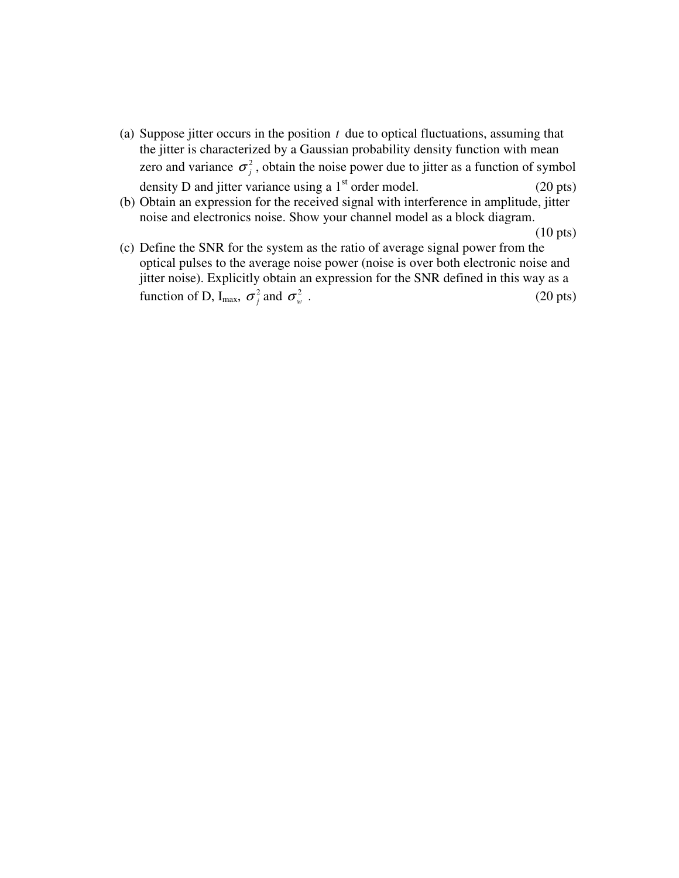(a) Suppose jitter occurs in the position $t$ due to optical fluctuations, assuming that the jitter is characterized by a Gaussian probability density function with mean zero and variance $\sigma_j^2$, obtain the noise power due to jitter as a function of symbol density D and jitter variance using a 1st order model. (20 pts)

(b) Obtain an expression for the received signal with interference in amplitude, jitter noise and electronics noise. Show your channel model as a block diagram. (10 pts)

(c) Define the SNR for the system as the ratio of average signal power from the optical pulses to the average noise power (noise is over both electronic noise and jitter noise). Explicitly obtain an expression for the SNR defined in this way as a function of D, $I_{max}$, $\sigma_j^2$ and $\sigma_w^2$ . (20 pts)